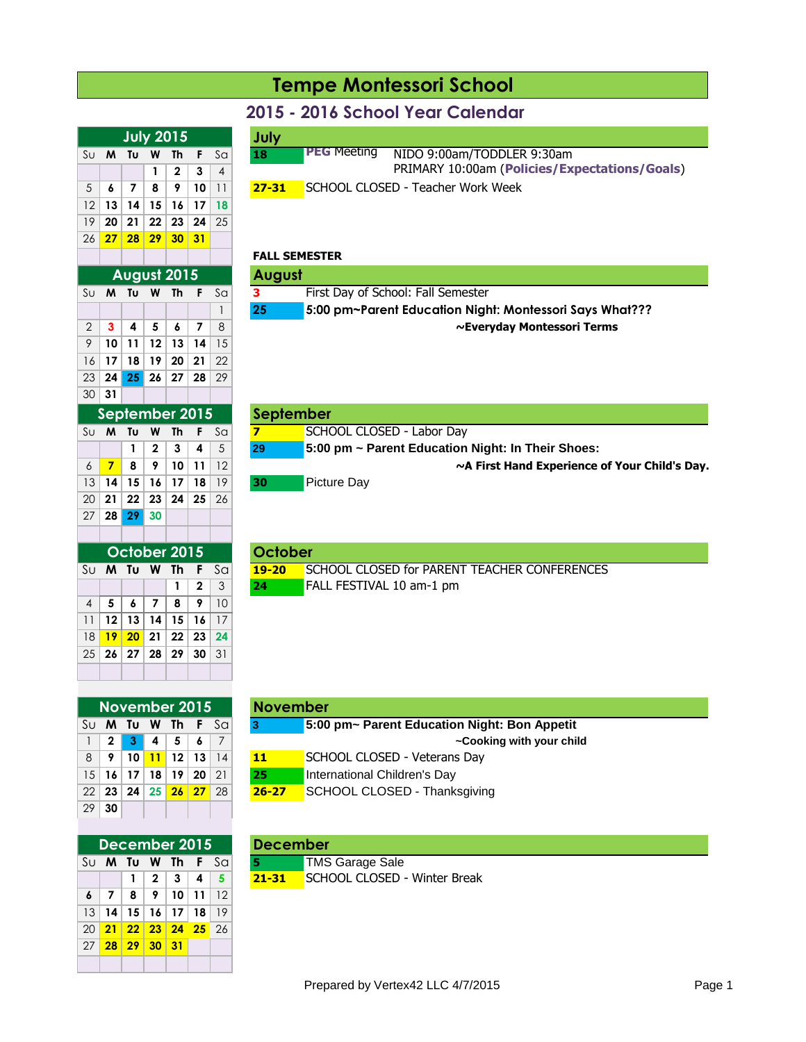# Tempe Montessori School

## 2015 - 2016 School Year Calendar

### July 2015

| Su | M | Tu | W | Th | F | Sa |
|---|---|---|---|---|---|---|
| | | | 1 | 2 | 3 | 4 |
| 5 | 6 | 7 | 8 | 9 | 10 | 11 |
| 12 | 13 | 14 | 15 | 16 | 17 | 18 |
| 19 | 20 | 21 | 22 | 23 | 24 | 25 |
| 26 | 27 | 28 | 29 | 30 | 31 | |

### July

| | |
|---|---|
| 18 | PEG Meeting NIDO 9:00am/TODDLER 9:30am<br>PRIMARY 10:00am (Policies/Expectations/Goals) |
| 27-31 | SCHOOL CLOSED - Teacher Work Week |

**FALL SEMESTER**

### August 2015

| Su | M | Tu | W | Th | F | Sa |
|---|---|---|---|---|---|---|
| | | | | | | 1 |
| 2 | 3 | 4 | 5 | 6 | 7 | 8 |
| 9 | 10 | 11 | 12 | 13 | 14 | 15 |
| 16 | 17 | 18 | 19 | 20 | 21 | 22 |
| 23 | 24 | 25 | 26 | 27 | 28 | 29 |
| 30 | 31 | | | | | |

### August

| | |
|---|---|
| 3 | First Day of School: Fall Semester |
| 25 | **5:00 pm~Parent Education Night: Montessori Says What???**<br>**~Everyday Montessori Terms** |

### September 2015

| Su | M | Tu | W | Th | F | Sa |
|---|---|---|---|---|---|---|
| | | 1 | 2 | 3 | 4 | 5 |
| 6 | 7 | 8 | 9 | 10 | 11 | 12 |
| 13 | 14 | 15 | 16 | 17 | 18 | 19 |
| 20 | 21 | 22 | 23 | 24 | 25 | 26 |
| 27 | 28 | 29 | 30 | | | |

### September

| | |
|---|---|
| 7 | SCHOOL CLOSED - Labor Day |
| 29 | **5:00 pm ~ Parent Education Night: In Their Shoes:**<br>**~A First Hand Experience of Your Child's Day.** |
| 30 | Picture Day |

### October 2015

| Su | M | Tu | W | Th | F | Sa |
|---|---|---|---|---|---|---|
| | | | | 1 | 2 | 3 |
| 4 | 5 | 6 | 7 | 8 | 9 | 10 |
| 11 | 12 | 13 | 14 | 15 | 16 | 17 |
| 18 | 19 | 20 | 21 | 22 | 23 | 24 |
| 25 | 26 | 27 | 28 | 29 | 30 | 31 |

### October

| | |
|---|---|
| 19-20 | SCHOOL CLOSED for PARENT TEACHER CONFERENCES |
| 24 | FALL FESTIVAL 10 am-1 pm |

### November 2015

| Su | M | Tu | W | Th | F | Sa |
|---|---|---|---|---|---|---|
| 1 | 2 | 3 | 4 | 5 | 6 | 7 |
| 8 | 9 | 10 | 11 | 12 | 13 | 14 |
| 15 | 16 | 17 | 18 | 19 | 20 | 21 |
| 22 | 23 | 24 | 25 | 26 | 27 | 28 |
| 29 | 30 | | | | | |

### November

| | |
|---|---|
| 3 | **5:00 pm~ Parent Education Night: Bon Appetit**<br>**~Cooking with your child** |
| 11 | SCHOOL CLOSED - Veterans Day |
| 25 | International Children's Day |
| 26-27 | SCHOOL CLOSED - Thanksgiving |

### December 2015

| Su | M | Tu | W | Th | F | Sa |
|---|---|---|---|---|---|---|
| | | 1 | 2 | 3 | 4 | 5 |
| 6 | 7 | 8 | 9 | 10 | 11 | 12 |
| 13 | 14 | 15 | 16 | 17 | 18 | 19 |
| 20 | 21 | 22 | 23 | 24 | 25 | 26 |
| 27 | 28 | 29 | 30 | 31 | | |

### December

| | |
|---|---|
| 5 | TMS Garage Sale |
| 21-31 | SCHOOL CLOSED - Winter Break |

Prepared by Vertex42 LLC 4/7/2015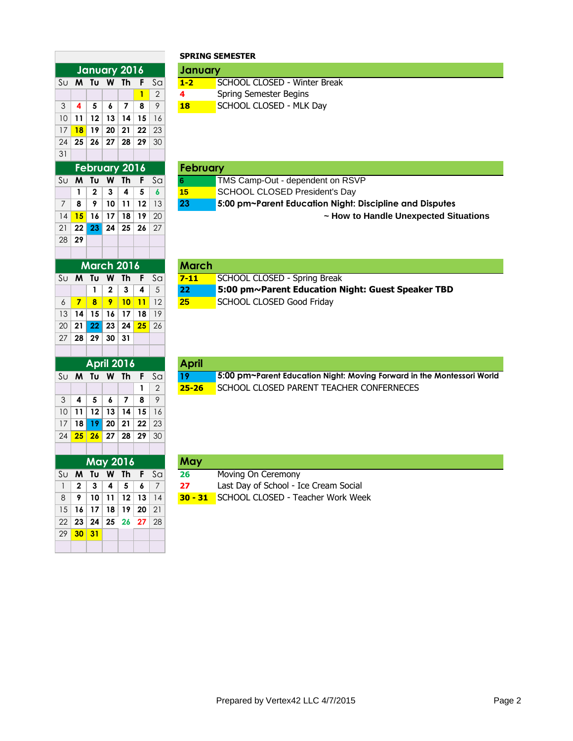**SPRING SEMESTER**

## January 2016

| Su | M | Tu | W | Th | F | Sa |
|---|---|---|---|---|---|---|
| | | | | | 1 | 2 |
| 3 | 4 | 5 | 6 | 7 | 8 | 9 |
| 10 | 11 | 12 | 13 | 14 | 15 | 16 |
| 17 | 18 | 19 | 20 | 21 | 22 | 23 |
| 24 | 25 | 26 | 27 | 28 | 29 | 30 |
| 31 | | | | | | |

### January

| | |
|---|---|
| **1-2** | SCHOOL CLOSED - Winter Break |
| **4** | Spring Semester Begins |
| **18** | SCHOOL CLOSED - MLK Day |

## February 2016

| Su | M | Tu | W | Th | F | Sa |
|---|---|---|---|---|---|---|
| | 1 | 2 | 3 | 4 | 5 | 6 |
| 7 | 8 | 9 | 10 | 11 | 12 | 13 |
| 14 | 15 | 16 | 17 | 18 | 19 | 20 |
| 21 | 22 | 23 | 24 | 25 | 26 | 27 |
| 28 | 29 | | | | | |

### February

| | |
|---|---|
| **6** | TMS Camp-Out - dependent on RSVP |
| **15** | SCHOOL CLOSED President's Day |
| **23** | **5:00 pm~Parent Education Night: Discipline and Disputes ~ How to Handle Unexpected Situations** |

## March 2016

| Su | M | Tu | W | Th | F | Sa |
|---|---|---|---|---|---|---|
| | | 1 | 2 | 3 | 4 | 5 |
| 6 | 7 | 8 | 9 | 10 | 11 | 12 |
| 13 | 14 | 15 | 16 | 17 | 18 | 19 |
| 20 | 21 | 22 | 23 | 24 | 25 | 26 |
| 27 | 28 | 29 | 30 | 31 | | |

### March

| | |
|---|---|
| **7-11** | SCHOOL CLOSED - Spring Break |
| **22** | **5:00 pm~Parent Education Night: Guest Speaker TBD** |
| **25** | SCHOOL CLOSED Good Friday |

## April 2016

| Su | M | Tu | W | Th | F | Sa |
|---|---|---|---|---|---|---|
| | | | | | 1 | 2 |
| 3 | 4 | 5 | 6 | 7 | 8 | 9 |
| 10 | 11 | 12 | 13 | 14 | 15 | 16 |
| 17 | 18 | 19 | 20 | 21 | 22 | 23 |
| 24 | 25 | 26 | 27 | 28 | 29 | 30 |

### April

| | |
|---|---|
| **19** | **5:00 pm~Parent Education Night: Moving Forward in the Montessori World** |
| **25-26** | SCHOOL CLOSED PARENT TEACHER CONFERNECES |

## May 2016

| Su | M | Tu | W | Th | F | Sa |
|---|---|---|---|---|---|---|
| 1 | 2 | 3 | 4 | 5 | 6 | 7 |
| 8 | 9 | 10 | 11 | 12 | 13 | 14 |
| 15 | 16 | 17 | 18 | 19 | 20 | 21 |
| 22 | 23 | 24 | 25 | 26 | 27 | 28 |
| 29 | 30 | 31 | | | | |

### May

| | |
|---|---|
| **26** | Moving On Ceremony |
| **27** | Last Day of School - Ice Cream Social |
| **30 - 31** | SCHOOL CLOSED - Teacher Work Week |

Prepared by Vertex42 LLC 4/7/2015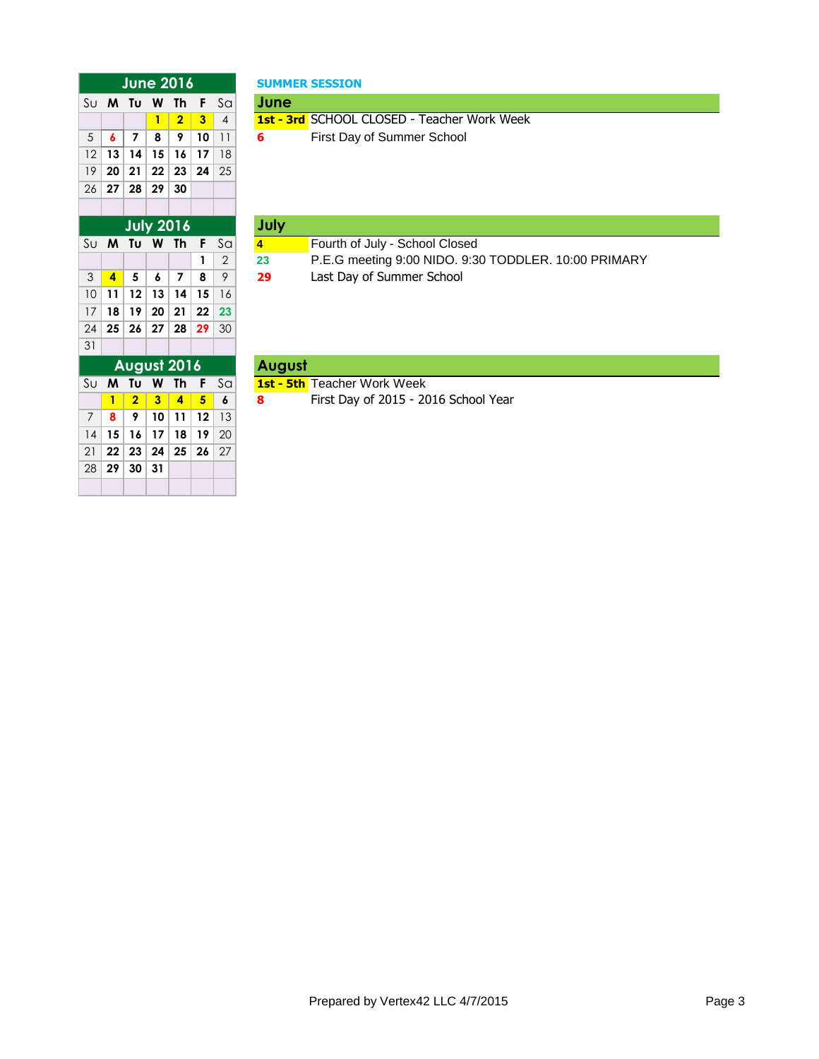## June 2016

| Su | M | Tu | W | Th | F | Sa |
|---|---|---|---|---|---|---|
| | | | 1 | 2 | 3 | 4 |
| 5 | 6 | 7 | 8 | 9 | 10 | 11 |
| 12 | 13 | 14 | 15 | 16 | 17 | 18 |
| 19 | 20 | 21 | 22 | 23 | 24 | 25 |
| 26 | 27 | 28 | 29 | 30 | | |

## July 2016

| Su | M | Tu | W | Th | F | Sa |
|---|---|---|---|---|---|---|
| | | | | | 1 | 2 |
| 3 | 4 | 5 | 6 | 7 | 8 | 9 |
| 10 | 11 | 12 | 13 | 14 | 15 | 16 |
| 17 | 18 | 19 | 20 | 21 | 22 | 23 |
| 24 | 25 | 26 | 27 | 28 | 29 | 30 |
| 31 | | | | | | |

## August 2016

| Su | M | Tu | W | Th | F | Sa |
|---|---|---|---|---|---|---|
| | 1 | 2 | 3 | 4 | 5 | 6 |
| 7 | 8 | 9 | 10 | 11 | 12 | 13 |
| 14 | 15 | 16 | 17 | 18 | 19 | 20 |
| 21 | 22 | 23 | 24 | 25 | 26 | 27 |
| 28 | 29 | 30 | 31 | | | |

**SUMMER SESSION**

### June

| | |
|---|---|
| **1st - 3rd** | SCHOOL CLOSED - Teacher Work Week |
| **6** | First Day of Summer School |

### July

| | |
|---|---|
| **4** | Fourth of July - School Closed |
| **23** | P.E.G meeting 9:00 NIDO. 9:30 TODDLER. 10:00 PRIMARY |
| **29** | Last Day of Summer School |

### August

| | |
|---|---|
| **1st - 5th** | Teacher Work Week |
| **8** | First Day of 2015 - 2016 School Year |

Prepared by Vertex42 LLC 4/7/2015